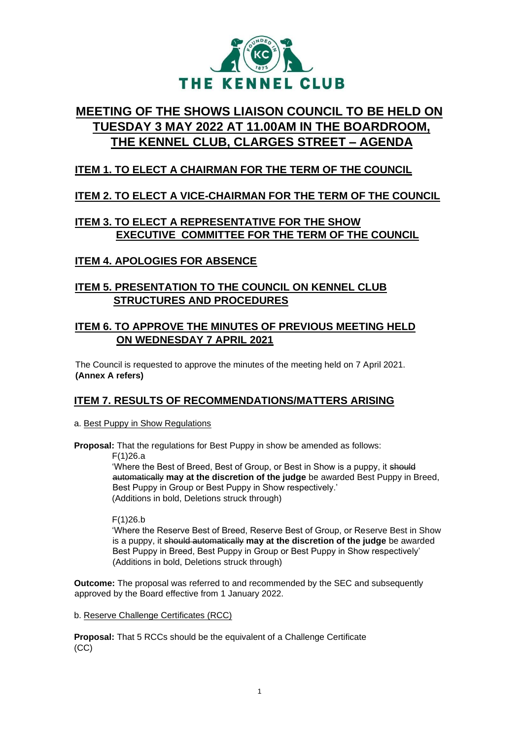# MEETING OF THE SHOWS LIAISON COUNCIL TO BE HELD ON TUESDAY 3 MAY 2022 AT 11.00AM IN THE BOARDROOM, THE KENNEL CLUB, CLARGES STREET – AGENDA

## ITEM 1. TO ELECT A CHAIRMAN FOR THE TERM OF THE COUNCIL

## ITEM 2. TO ELECT A VICE-CHAIRMAN FOR THE TERM OF THE COUNCIL

## ITEM 3. TO ELECT A REPRESENTATIVE FOR THE SHOW EXECUTIVE COMMITTEE FOR THE TERM OF THE COUNCIL

## ITEM 4. APOLOGIES FOR ABSENCE

## ITEM 5. PRESENTATION TO THE COUNCIL ON KENNEL CLUB STRUCTURES AND PROCEDURES

## ITEM 6. TO APPROVE THE MINUTES OF PREVIOUS MEETING HELD ON WEDNESDAY 7 APRIL 2021

The Council is requested to approve the minutes of the meeting held on 7 April 2021.
**(Annex A refers)**

## ITEM 7. RESULTS OF RECOMMENDATIONS/MATTERS ARISING

a. Best Puppy in Show Regulations

**Proposal:** That the regulations for Best Puppy in show be amended as follows:

F(1)26.a

'Where the Best of Breed, Best of Group, or Best in Show is a puppy, it ~~should automatically~~ **may at the discretion of the judge** be awarded Best Puppy in Breed, Best Puppy in Group or Best Puppy in Show respectively.'
(Additions in bold, Deletions struck through)

F(1)26.b

'Where the Reserve Best of Breed, Reserve Best of Group, or Reserve Best in Show is a puppy, it ~~should automatically~~ **may at the discretion of the judge** be awarded Best Puppy in Breed, Best Puppy in Group or Best Puppy in Show respectively'
(Additions in bold, Deletions struck through)

**Outcome:** The proposal was referred to and recommended by the SEC and subsequently approved by the Board effective from 1 January 2022.

b. Reserve Challenge Certificates (RCC)

**Proposal:** That 5 RCCs should be the equivalent of a Challenge Certificate (CC)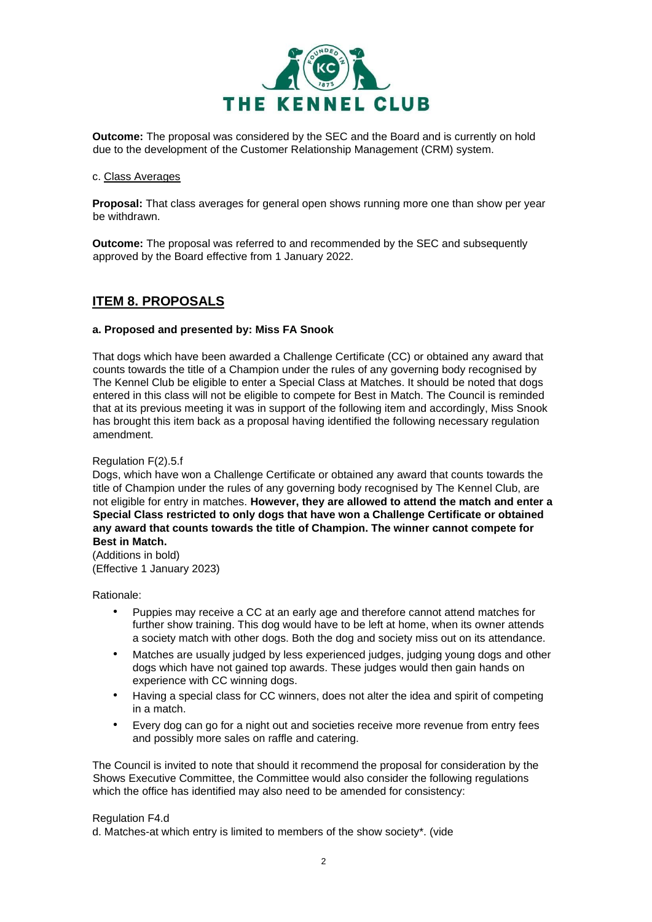**Outcome:** The proposal was considered by the SEC and the Board and is currently on hold due to the development of the Customer Relationship Management (CRM) system.

c. Class Averages

**Proposal:** That class averages for general open shows running more one than show per year be withdrawn.

**Outcome:** The proposal was referred to and recommended by the SEC and subsequently approved by the Board effective from 1 January 2022.

## ITEM 8. PROPOSALS

**a. Proposed and presented by: Miss FA Snook**

That dogs which have been awarded a Challenge Certificate (CC) or obtained any award that counts towards the title of a Champion under the rules of any governing body recognised by The Kennel Club be eligible to enter a Special Class at Matches. It should be noted that dogs entered in this class will not be eligible to compete for Best in Match. The Council is reminded that at its previous meeting it was in support of the following item and accordingly, Miss Snook has brought this item back as a proposal having identified the following necessary regulation amendment.

Regulation F(2).5.f
Dogs, which have won a Challenge Certificate or obtained any award that counts towards the title of Champion under the rules of any governing body recognised by The Kennel Club, are not eligible for entry in matches. **However, they are allowed to attend the match and enter a Special Class restricted to only dogs that have won a Challenge Certificate or obtained any award that counts towards the title of Champion. The winner cannot compete for Best in Match.**
(Additions in bold)
(Effective 1 January 2023)

Rationale:

- Puppies may receive a CC at an early age and therefore cannot attend matches for further show training. This dog would have to be left at home, when its owner attends a society match with other dogs. Both the dog and society miss out on its attendance.
- Matches are usually judged by less experienced judges, judging young dogs and other dogs which have not gained top awards. These judges would then gain hands on experience with CC winning dogs.
- Having a special class for CC winners, does not alter the idea and spirit of competing in a match.
- Every dog can go for a night out and societies receive more revenue from entry fees and possibly more sales on raffle and catering.

The Council is invited to note that should it recommend the proposal for consideration by the Shows Executive Committee, the Committee would also consider the following regulations which the office has identified may also need to be amended for consistency:

Regulation F4.d
d. Matches-at which entry is limited to members of the show society*. (vide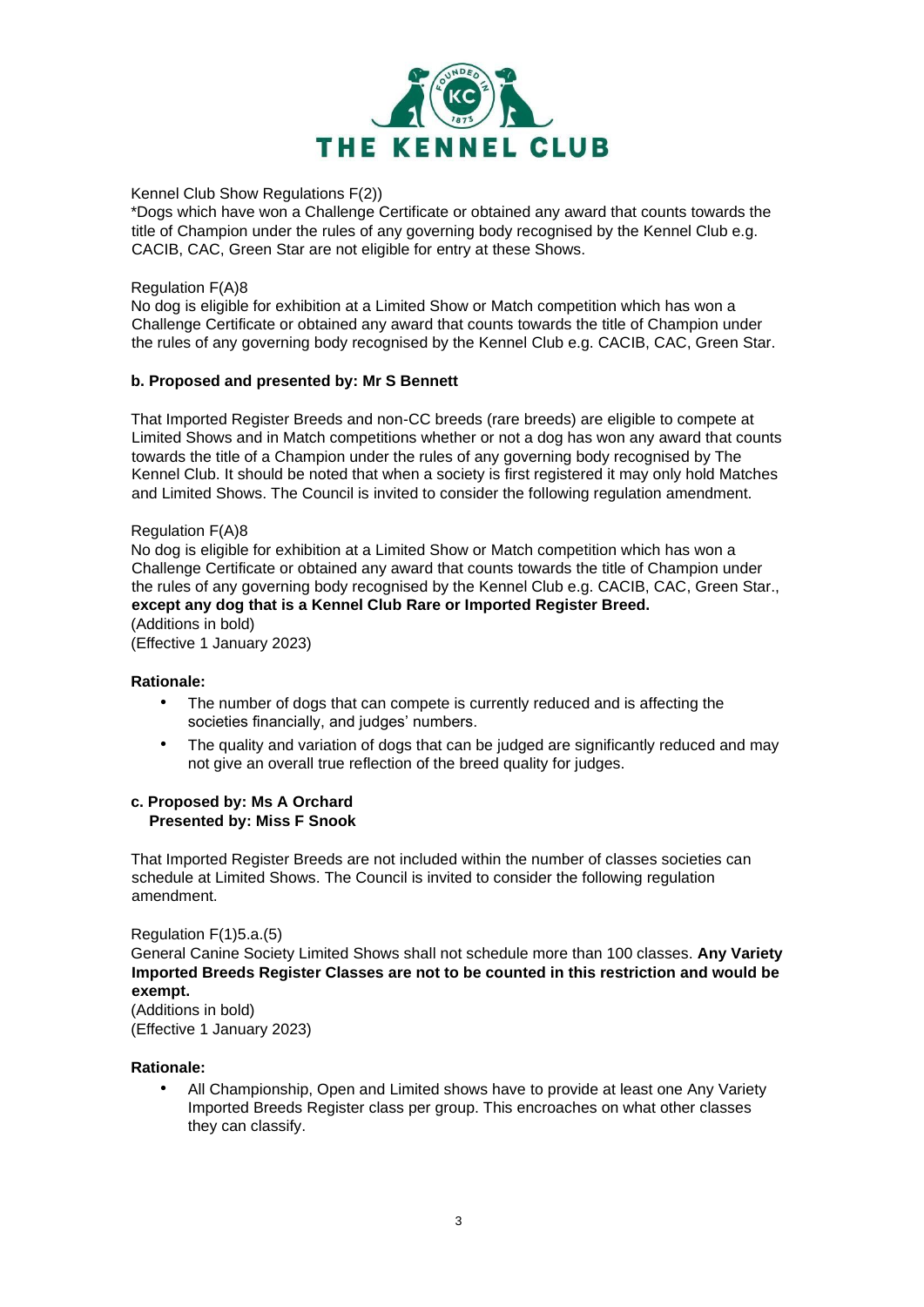Kennel Club Show Regulations F(2))
*Dogs which have won a Challenge Certificate or obtained any award that counts towards the title of Champion under the rules of any governing body recognised by the Kennel Club e.g. CACIB, CAC, Green Star are not eligible for entry at these Shows.

Regulation F(A)8
No dog is eligible for exhibition at a Limited Show or Match competition which has won a Challenge Certificate or obtained any award that counts towards the title of Champion under the rules of any governing body recognised by the Kennel Club e.g. CACIB, CAC, Green Star.

**b. Proposed and presented by: Mr S Bennett**

That Imported Register Breeds and non-CC breeds (rare breeds) are eligible to compete at Limited Shows and in Match competitions whether or not a dog has won any award that counts towards the title of a Champion under the rules of any governing body recognised by The Kennel Club. It should be noted that when a society is first registered it may only hold Matches and Limited Shows. The Council is invited to consider the following regulation amendment.

Regulation F(A)8
No dog is eligible for exhibition at a Limited Show or Match competition which has won a Challenge Certificate or obtained any award that counts towards the title of Champion under the rules of any governing body recognised by the Kennel Club e.g. CACIB, CAC, Green Star., **except any dog that is a Kennel Club Rare or Imported Register Breed.**
(Additions in bold)
(Effective 1 January 2023)

**Rationale:**

- The number of dogs that can compete is currently reduced and is affecting the societies financially, and judges' numbers.
- The quality and variation of dogs that can be judged are significantly reduced and may not give an overall true reflection of the breed quality for judges.

**c. Proposed by: Ms A Orchard**
**Presented by: Miss F Snook**

That Imported Register Breeds are not included within the number of classes societies can schedule at Limited Shows. The Council is invited to consider the following regulation amendment.

Regulation F(1)5.a.(5)
General Canine Society Limited Shows shall not schedule more than 100 classes. **Any Variety Imported Breeds Register Classes are not to be counted in this restriction and would be exempt.**
(Additions in bold)
(Effective 1 January 2023)

**Rationale:**

- All Championship, Open and Limited shows have to provide at least one Any Variety Imported Breeds Register class per group. This encroaches on what other classes they can classify.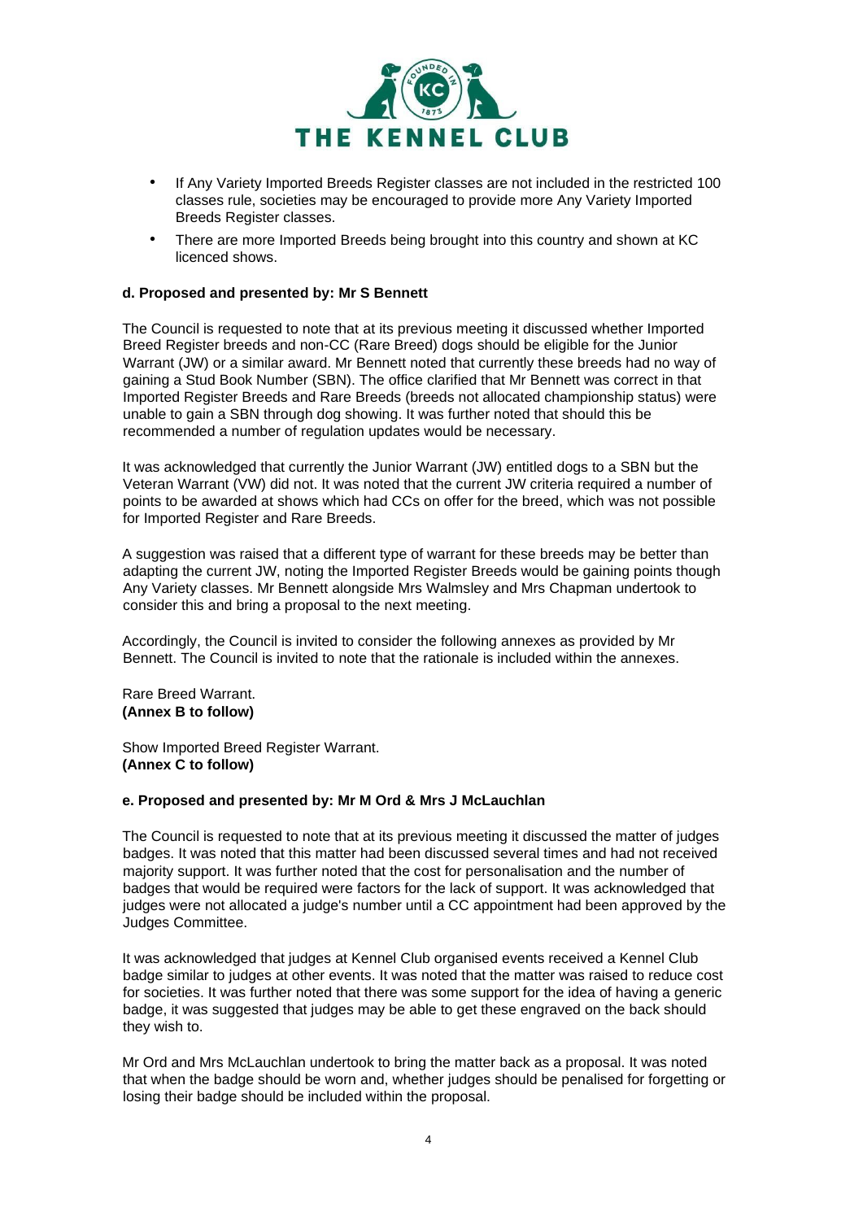- If Any Variety Imported Breeds Register classes are not included in the restricted 100 classes rule, societies may be encouraged to provide more Any Variety Imported Breeds Register classes.
- There are more Imported Breeds being brought into this country and shown at KC licenced shows.

**d. Proposed and presented by: Mr S Bennett**

The Council is requested to note that at its previous meeting it discussed whether Imported Breed Register breeds and non-CC (Rare Breed) dogs should be eligible for the Junior Warrant (JW) or a similar award. Mr Bennett noted that currently these breeds had no way of gaining a Stud Book Number (SBN). The office clarified that Mr Bennett was correct in that Imported Register Breeds and Rare Breeds (breeds not allocated championship status) were unable to gain a SBN through dog showing. It was further noted that should this be recommended a number of regulation updates would be necessary.

It was acknowledged that currently the Junior Warrant (JW) entitled dogs to a SBN but the Veteran Warrant (VW) did not. It was noted that the current JW criteria required a number of points to be awarded at shows which had CCs on offer for the breed, which was not possible for Imported Register and Rare Breeds.

A suggestion was raised that a different type of warrant for these breeds may be better than adapting the current JW, noting the Imported Register Breeds would be gaining points though Any Variety classes. Mr Bennett alongside Mrs Walmsley and Mrs Chapman undertook to consider this and bring a proposal to the next meeting.

Accordingly, the Council is invited to consider the following annexes as provided by Mr Bennett. The Council is invited to note that the rationale is included within the annexes.

Rare Breed Warrant.
**(Annex B to follow)**

Show Imported Breed Register Warrant.
**(Annex C to follow)**

**e. Proposed and presented by: Mr M Ord & Mrs J McLauchlan**

The Council is requested to note that at its previous meeting it discussed the matter of judges badges. It was noted that this matter had been discussed several times and had not received majority support. It was further noted that the cost for personalisation and the number of badges that would be required were factors for the lack of support. It was acknowledged that judges were not allocated a judge's number until a CC appointment had been approved by the Judges Committee.

It was acknowledged that judges at Kennel Club organised events received a Kennel Club badge similar to judges at other events. It was noted that the matter was raised to reduce cost for societies. It was further noted that there was some support for the idea of having a generic badge, it was suggested that judges may be able to get these engraved on the back should they wish to.

Mr Ord and Mrs McLauchlan undertook to bring the matter back as a proposal. It was noted that when the badge should be worn and, whether judges should be penalised for forgetting or losing their badge should be included within the proposal.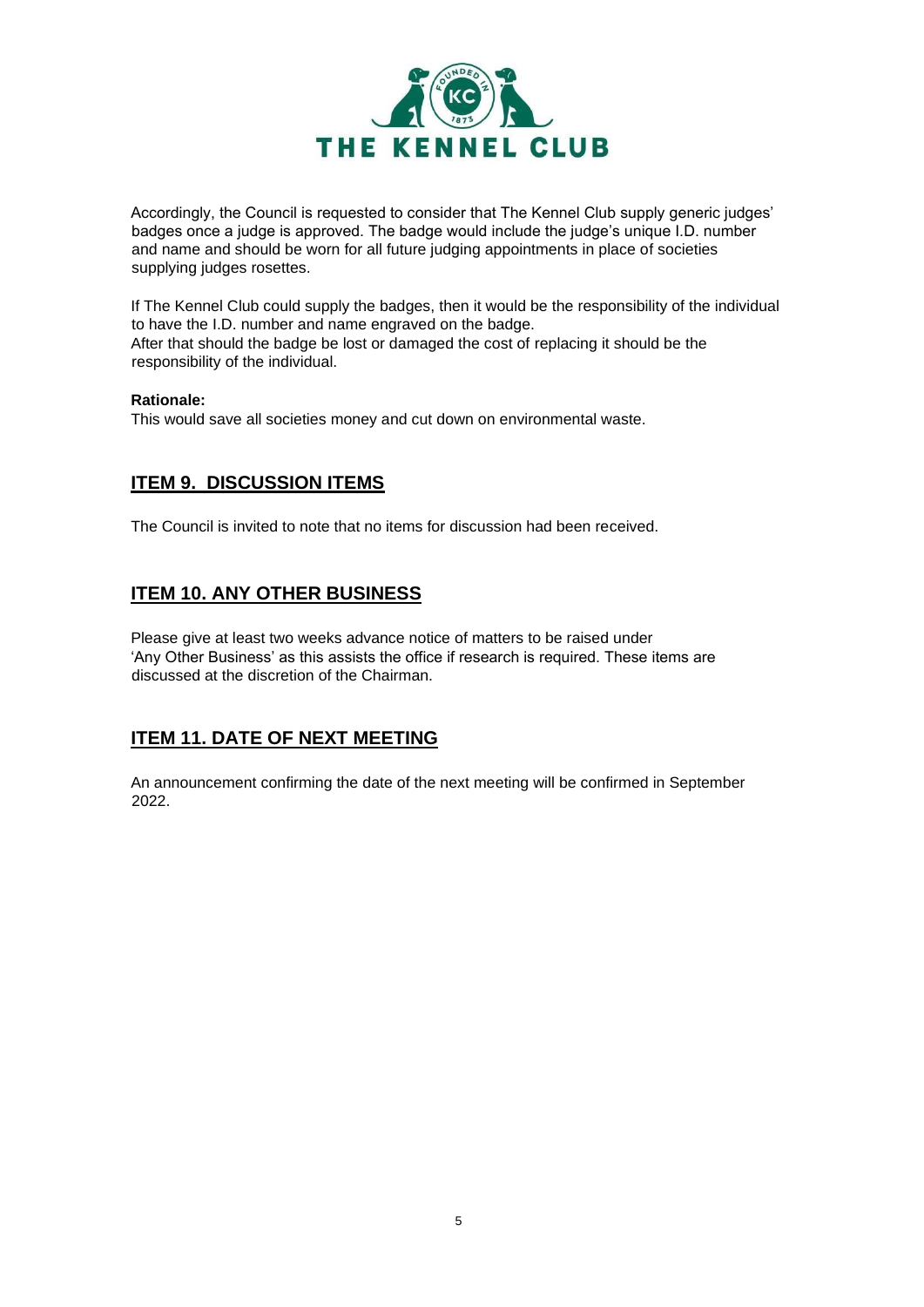Accordingly, the Council is requested to consider that The Kennel Club supply generic judges' badges once a judge is approved. The badge would include the judge's unique I.D. number and name and should be worn for all future judging appointments in place of societies supplying judges rosettes.

If The Kennel Club could supply the badges, then it would be the responsibility of the individual to have the I.D. number and name engraved on the badge.
After that should the badge be lost or damaged the cost of replacing it should be the responsibility of the individual.

**Rationale:**
This would save all societies money and cut down on environmental waste.

## ITEM 9. DISCUSSION ITEMS

The Council is invited to note that no items for discussion had been received.

## ITEM 10. ANY OTHER BUSINESS

Please give at least two weeks advance notice of matters to be raised under 'Any Other Business' as this assists the office if research is required. These items are discussed at the discretion of the Chairman.

## ITEM 11. DATE OF NEXT MEETING

An announcement confirming the date of the next meeting will be confirmed in September 2022.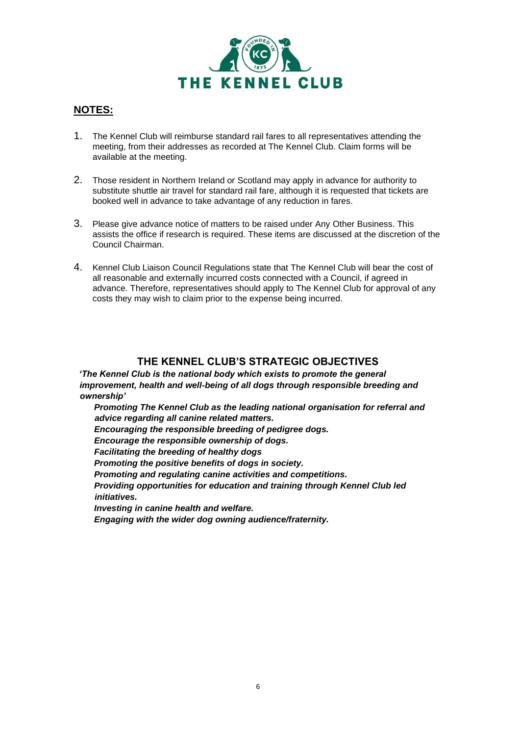## NOTES:

1. The Kennel Club will reimburse standard rail fares to all representatives attending the meeting, from their addresses as recorded at The Kennel Club. Claim forms will be available at the meeting.

2. Those resident in Northern Ireland or Scotland may apply in advance for authority to substitute shuttle air travel for standard rail fare, although it is requested that tickets are booked well in advance to take advantage of any reduction in fares.

3. Please give advance notice of matters to be raised under Any Other Business. This assists the office if research is required. These items are discussed at the discretion of the Council Chairman.

4. Kennel Club Liaison Council Regulations state that The Kennel Club will bear the cost of all reasonable and externally incurred costs connected with a Council, if agreed in advance. Therefore, representatives should apply to The Kennel Club for approval of any costs they may wish to claim prior to the expense being incurred.

## THE KENNEL CLUB'S STRATEGIC OBJECTIVES

***'The Kennel Club is the national body which exists to promote the general improvement, health and well-being of all dogs through responsible breeding and ownership'***

***Promoting The Kennel Club as the leading national organisation for referral and advice regarding all canine related matters.***
***Encouraging the responsible breeding of pedigree dogs.***
***Encourage the responsible ownership of dogs.***
***Facilitating the breeding of healthy dogs***
***Promoting the positive benefits of dogs in society.***
***Promoting and regulating canine activities and competitions.***
***Providing opportunities for education and training through Kennel Club led initiatives.***
***Investing in canine health and welfare.***
***Engaging with the wider dog owning audience/fraternity.***